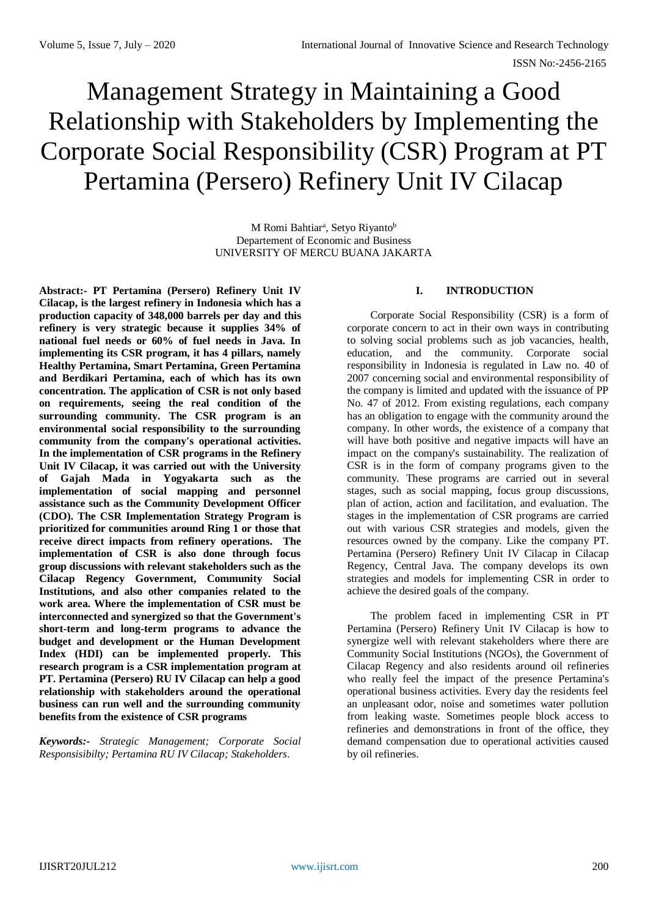# Management Strategy in Maintaining a Good Relationship with Stakeholders by Implementing the Corporate Social Responsibility (CSR) Program at PT Pertamina (Persero) Refinery Unit IV Cilacap

M Romi Bahtiar[a], Setyo Riyanto[b]
Departement of Economic and Business
UNIVERSITY OF MERCU BUANA JAKARTA

**Abstract:- PT Pertamina (Persero) Refinery Unit IV Cilacap, is the largest refinery in Indonesia which has a production capacity of 348,000 barrels per day and this refinery is very strategic because it supplies 34% of national fuel needs or 60% of fuel needs in Java. In implementing its CSR program, it has 4 pillars, namely Healthy Pertamina, Smart Pertamina, Green Pertamina and Berdikari Pertamina, each of which has its own concentration. The application of CSR is not only based on requirements, seeing the real condition of the surrounding community. The CSR program is an environmental social responsibility to the surrounding community from the company's operational activities. In the implementation of CSR programs in the Refinery Unit IV Cilacap, it was carried out with the University of Gajah Mada in Yogyakarta such as the implementation of social mapping and personnel assistance such as the Community Development Officer (CDO). The CSR Implementation Strategy Program is prioritized for communities around Ring 1 or those that receive direct impacts from refinery operations. The implementation of CSR is also done through focus group discussions with relevant stakeholders such as the Cilacap Regency Government, Community Social Institutions, and also other companies related to the work area. Where the implementation of CSR must be interconnected and synergized so that the Government's short-term and long-term programs to advance the budget and development or the Human Development Index (HDI) can be implemented properly. This research program is a CSR implementation program at PT. Pertamina (Persero) RU IV Cilacap can help a good relationship with stakeholders around the operational business can run well and the surrounding community benefits from the existence of CSR programs**

***Keywords:-*** *Strategic Management; Corporate Social Responsisibilty; Pertamina RU IV Cilacap; Stakeholders.*

## I. INTRODUCTION

Corporate Social Responsibility (CSR) is a form of corporate concern to act in their own ways in contributing to solving social problems such as job vacancies, health, education, and the community. Corporate social responsibility in Indonesia is regulated in Law no. 40 of 2007 concerning social and environmental responsibility of the company is limited and updated with the issuance of PP No. 47 of 2012. From existing regulations, each company has an obligation to engage with the community around the company. In other words, the existence of a company that will have both positive and negative impacts will have an impact on the company's sustainability. The realization of CSR is in the form of company programs given to the community. These programs are carried out in several stages, such as social mapping, focus group discussions, plan of action, action and facilitation, and evaluation. The stages in the implementation of CSR programs are carried out with various CSR strategies and models, given the resources owned by the company. Like the company PT. Pertamina (Persero) Refinery Unit IV Cilacap in Cilacap Regency, Central Java. The company develops its own strategies and models for implementing CSR in order to achieve the desired goals of the company.

The problem faced in implementing CSR in PT Pertamina (Persero) Refinery Unit IV Cilacap is how to synergize well with relevant stakeholders where there are Community Social Institutions (NGOs), the Government of Cilacap Regency and also residents around oil refineries who really feel the impact of the presence Pertamina's operational business activities. Every day the residents feel an unpleasant odor, noise and sometimes water pollution from leaking waste. Sometimes people block access to refineries and demonstrations in front of the office, they demand compensation due to operational activities caused by oil refineries.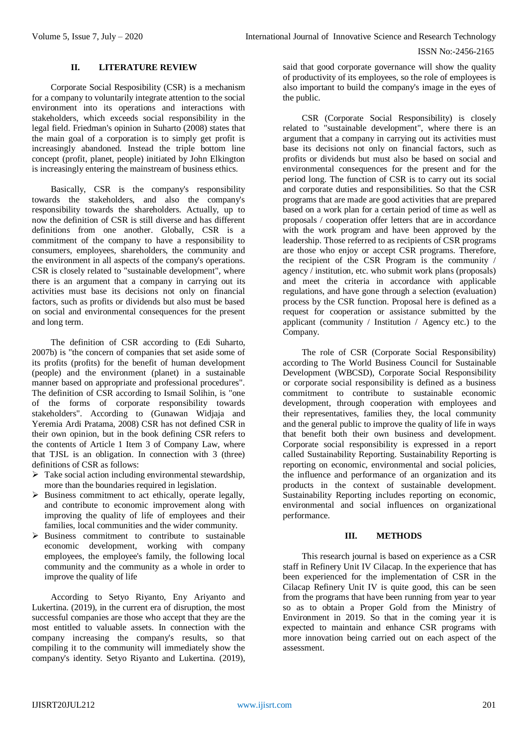## II. LITERATURE REVIEW

Corporate Social Resposibility (CSR) is a mechanism for a company to voluntarily integrate attention to the social environment into its operations and interactions with stakeholders, which exceeds social responsibility in the legal field. Friedman's opinion in Suharto (2008) states that the main goal of a corporation is to simply get profit is increasingly abandoned. Instead the triple bottom line concept (profit, planet, people) initiated by John Elkington is increasingly entering the mainstream of business ethics.

Basically, CSR is the company's responsibility towards the stakeholders, and also the company's responsibility towards the shareholders. Actually, up to now the definition of CSR is still diverse and has different definitions from one another. Globally, CSR is a commitment of the company to have a responsibility to consumers, employees, shareholders, the community and the environment in all aspects of the company's operations. CSR is closely related to "sustainable development", where there is an argument that a company in carrying out its activities must base its decisions not only on financial factors, such as profits or dividends but also must be based on social and environmental consequences for the present and long term.

The definition of CSR according to (Edi Suharto, 2007b) is "the concern of companies that set aside some of its profits (profits) for the benefit of human development (people) and the environment (planet) in a sustainable manner based on appropriate and professional procedures". The definition of CSR according to Ismail Solihin, is "one of the forms of corporate responsibility towards stakeholders". According to (Gunawan Widjaja and Yeremia Ardi Pratama, 2008) CSR has not defined CSR in their own opinion, but in the book defining CSR refers to the contents of Article 1 Item 3 of Company Law, where that TJSL is an obligation. In connection with 3 (three) definitions of CSR as follows:

- Take social action including environmental stewardship, more than the boundaries required in legislation.
- Business commitment to act ethically, operate legally, and contribute to economic improvement along with improving the quality of life of employees and their families, local communities and the wider community.
- Business commitment to contribute to sustainable economic development, working with company employees, the employee's family, the following local community and the community as a whole in order to improve the quality of life

According to Setyo Riyanto, Eny Ariyanto and Lukertina. (2019), in the current era of disruption, the most successful companies are those who accept that they are the most entitled to valuable assets. In connection with the company increasing the company's results, so that compiling it to the community will immediately show the company's identity. Setyo Riyanto and Lukertina. (2019), said that good corporate governance will show the quality of productivity of its employees, so the role of employees is also important to build the company's image in the eyes of the public.

CSR (Corporate Social Responsibility) is closely related to "sustainable development", where there is an argument that a company in carrying out its activities must base its decisions not only on financial factors, such as profits or dividends but must also be based on social and environmental consequences for the present and for the period long. The function of CSR is to carry out its social and corporate duties and responsibilities. So that the CSR programs that are made are good activities that are prepared based on a work plan for a certain period of time as well as proposals / cooperation offer letters that are in accordance with the work program and have been approved by the leadership. Those referred to as recipients of CSR programs are those who enjoy or accept CSR programs. Therefore, the recipient of the CSR Program is the community / agency / institution, etc. who submit work plans (proposals) and meet the criteria in accordance with applicable regulations, and have gone through a selection (evaluation) process by the CSR function. Proposal here is defined as a request for cooperation or assistance submitted by the applicant (community / Institution / Agency etc.) to the Company.

The role of CSR (Corporate Social Responsibility) according to The World Business Council for Sustainable Development (WBCSD), Corporate Social Responsibility or corporate social responsibility is defined as a business commitment to contribute to sustainable economic development, through cooperation with employees and their representatives, families they, the local community and the general public to improve the quality of life in ways that benefit both their own business and development. Corporate social responsibility is expressed in a report called Sustainability Reporting. Sustainability Reporting is reporting on economic, environmental and social policies, the influence and performance of an organization and its products in the context of sustainable development. Sustainability Reporting includes reporting on economic, environmental and social influences on organizational performance.

## III. METHODS

This research journal is based on experience as a CSR staff in Refinery Unit IV Cilacap. In the experience that has been experienced for the implementation of CSR in the Cilacap Refinery Unit IV is quite good, this can be seen from the programs that have been running from year to year so as to obtain a Proper Gold from the Ministry of Environment in 2019. So that in the coming year it is expected to maintain and enhance CSR programs with more innovation being carried out on each aspect of the assessment.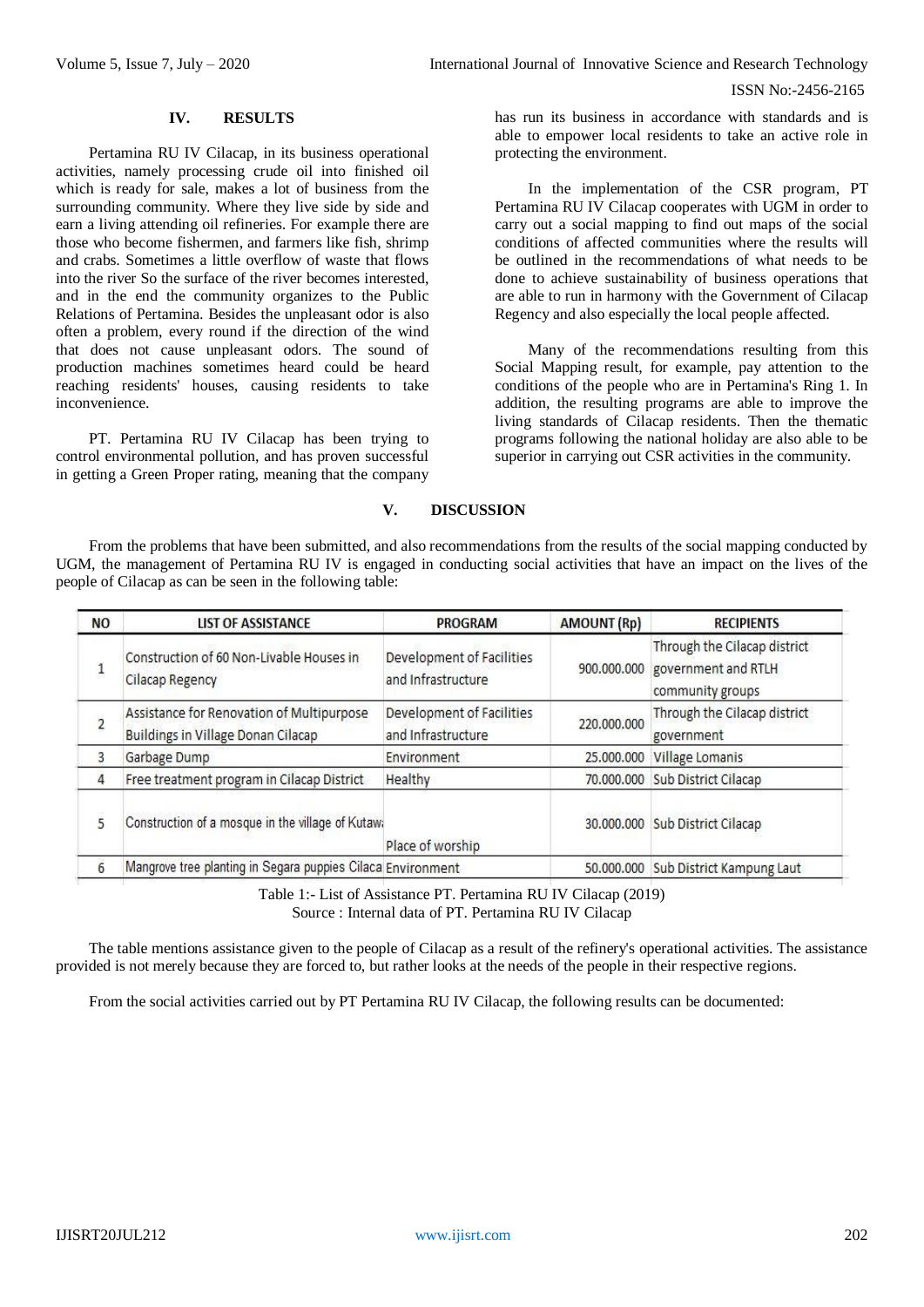## IV. RESULTS

Pertamina RU IV Cilacap, in its business operational activities, namely processing crude oil into finished oil which is ready for sale, makes a lot of business from the surrounding community. Where they live side by side and earn a living attending oil refineries. For example there are those who become fishermen, and farmers like fish, shrimp and crabs. Sometimes a little overflow of waste that flows into the river So the surface of the river becomes interested, and in the end the community organizes to the Public Relations of Pertamina. Besides the unpleasant odor is also often a problem, every round if the direction of the wind that does not cause unpleasant odors. The sound of production machines sometimes heard could be heard reaching residents' houses, causing residents to take inconvenience.

PT. Pertamina RU IV Cilacap has been trying to control environmental pollution, and has proven successful in getting a Green Proper rating, meaning that the company has run its business in accordance with standards and is able to empower local residents to take an active role in protecting the environment.

In the implementation of the CSR program, PT Pertamina RU IV Cilacap cooperates with UGM in order to carry out a social mapping to find out maps of the social conditions of affected communities where the results will be outlined in the recommendations of what needs to be done to achieve sustainability of business operations that are able to run in harmony with the Government of Cilacap Regency and also especially the local people affected.

Many of the recommendations resulting from this Social Mapping result, for example, pay attention to the conditions of the people who are in Pertamina's Ring 1. In addition, the resulting programs are able to improve the living standards of Cilacap residents. Then the thematic programs following the national holiday are also able to be superior in carrying out CSR activities in the community.

## V. DISCUSSION

From the problems that have been submitted, and also recommendations from the results of the social mapping conducted by UGM, the management of Pertamina RU IV is engaged in conducting social activities that have an impact on the lives of the people of Cilacap as can be seen in the following table:

| NO | LIST OF ASSISTANCE | PROGRAM | AMOUNT (Rp) | RECIPIENTS |
|---|---|---|---|---|
| 1 | Construction of 60 Non-Livable Houses in Cilacap Regency | Development of Facilities and Infrastructure | 900.000.000 | Through the Cilacap district government and RTLH community groups |
| 2 | Assistance for Renovation of Multipurpose Buildings in Village Donan Cilacap | Development of Facilities and Infrastructure | 220.000.000 | Through the Cilacap district government |
| 3 | Garbage Dump | Environment | 25.000.000 | Village Lomanis |
| 4 | Free treatment program in Cilacap District | Healthy | 70.000.000 | Sub District Cilacap |
| 5 | Construction of a mosque in the village of Kutaw | Place of worship | 30.000.000 | Sub District Cilacap |
| 6 | Mangrove tree planting in Segara puppies Cilaca | Environment | 50.000.000 | Sub District Kampung Laut |

Table 1:- List of Assistance PT. Pertamina RU IV Cilacap (2019)
Source : Internal data of PT. Pertamina RU IV Cilacap

The table mentions assistance given to the people of Cilacap as a result of the refinery's operational activities. The assistance provided is not merely because they are forced to, but rather looks at the needs of the people in their respective regions.

From the social activities carried out by PT Pertamina RU IV Cilacap, the following results can be documented: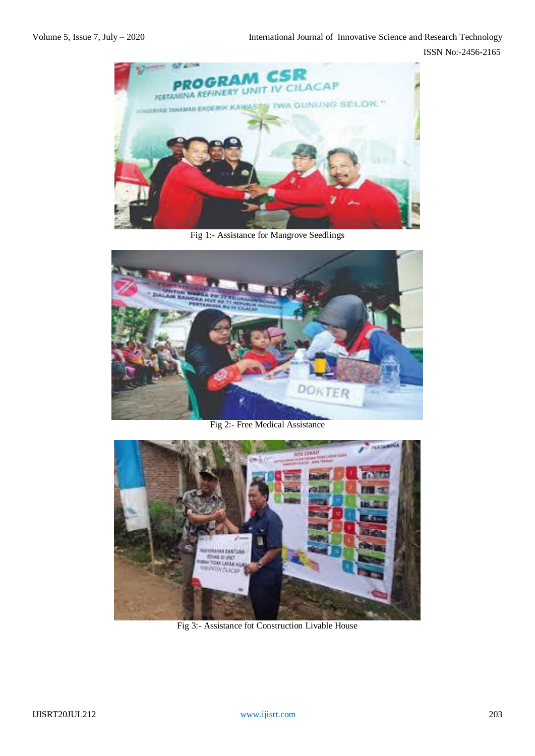Fig 1:- Assistance for Mangrove Seedlings

Fig 2:- Free Medical Assistance

Fig 3:- Assistance fot Construction Livable House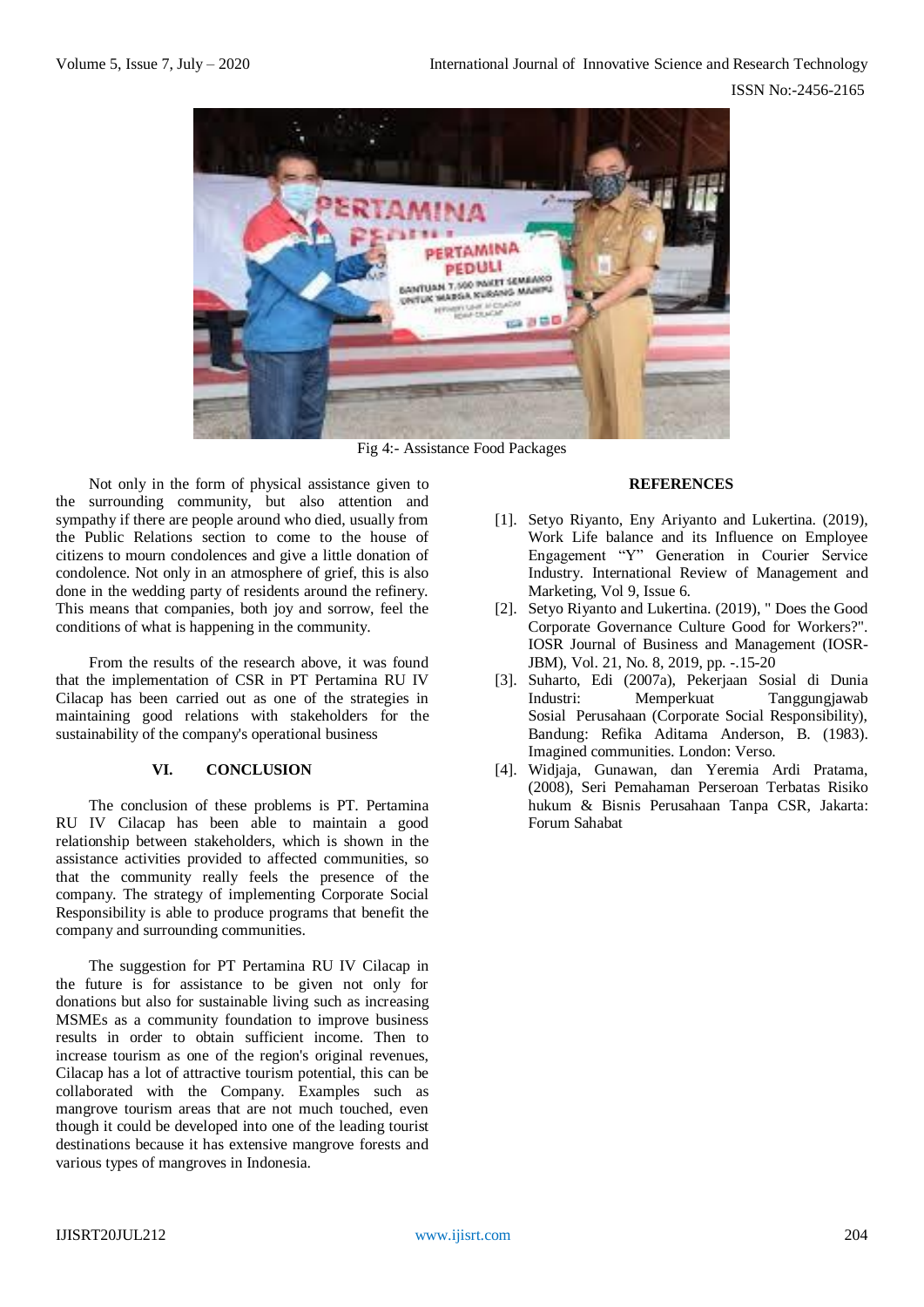Fig 4:- Assistance Food Packages

Not only in the form of physical assistance given to the surrounding community, but also attention and sympathy if there are people around who died, usually from the Public Relations section to come to the house of citizens to mourn condolences and give a little donation of condolence. Not only in an atmosphere of grief, this is also done in the wedding party of residents around the refinery. This means that companies, both joy and sorrow, feel the conditions of what is happening in the community.

From the results of the research above, it was found that the implementation of CSR in PT Pertamina RU IV Cilacap has been carried out as one of the strategies in maintaining good relations with stakeholders for the sustainability of the company's operational business

## VI. CONCLUSION

The conclusion of these problems is PT. Pertamina RU IV Cilacap has been able to maintain a good relationship between stakeholders, which is shown in the assistance activities provided to affected communities, so that the community really feels the presence of the company. The strategy of implementing Corporate Social Responsibility is able to produce programs that benefit the company and surrounding communities.

The suggestion for PT Pertamina RU IV Cilacap in the future is for assistance to be given not only for donations but also for sustainable living such as increasing MSMEs as a community foundation to improve business results in order to obtain sufficient income. Then to increase tourism as one of the region's original revenues, Cilacap has a lot of attractive tourism potential, this can be collaborated with the Company. Examples such as mangrove tourism areas that are not much touched, even though it could be developed into one of the leading tourist destinations because it has extensive mangrove forests and various types of mangroves in Indonesia.

## REFERENCES

[1]. Setyo Riyanto, Eny Ariyanto and Lukertina. (2019), Work Life balance and its Influence on Employee Engagement "Y" Generation in Courier Service Industry. International Review of Management and Marketing, Vol 9, Issue 6.

[2]. Setyo Riyanto and Lukertina. (2019), " Does the Good Corporate Governance Culture Good for Workers?". IOSR Journal of Business and Management (IOSR-JBM), Vol. 21, No. 8, 2019, pp. -.15-20

[3]. Suharto, Edi (2007a), Pekerjaan Sosial di Dunia Industri: Memperkuat Tanggungjawab Sosial Perusahaan (Corporate Social Responsibility), Bandung: Refika Aditama Anderson, B. (1983). Imagined communities. London: Verso.

[4]. Widjaja, Gunawan, dan Yeremia Ardi Pratama, (2008), Seri Pemahaman Perseroan Terbatas Risiko hukum & Bisnis Perusahaan Tanpa CSR, Jakarta: Forum Sahabat